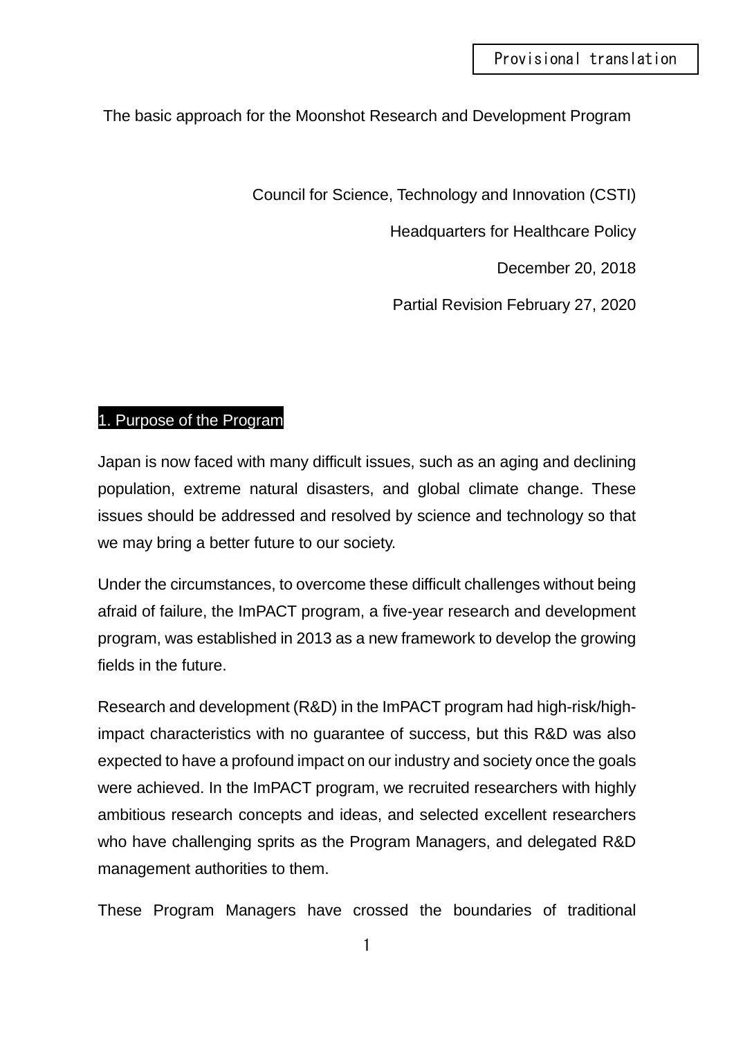Provisional translation

# The basic approach for the Moonshot Research and Development Program

Council for Science, Technology and Innovation (CSTI)

Headquarters for Healthcare Policy

December 20, 2018

Partial Revision February 27, 2020

## 1. Purpose of the Program

Japan is now faced with many difficult issues, such as an aging and declining population, extreme natural disasters, and global climate change. These issues should be addressed and resolved by science and technology so that we may bring a better future to our society.

Under the circumstances, to overcome these difficult challenges without being afraid of failure, the ImPACT program, a five-year research and development program, was established in 2013 as a new framework to develop the growing fields in the future.

Research and development (R&D) in the ImPACT program had high-risk/high-impact characteristics with no guarantee of success, but this R&D was also expected to have a profound impact on our industry and society once the goals were achieved. In the ImPACT program, we recruited researchers with highly ambitious research concepts and ideas, and selected excellent researchers who have challenging sprits as the Program Managers, and delegated R&D management authorities to them.

These Program Managers have crossed the boundaries of traditional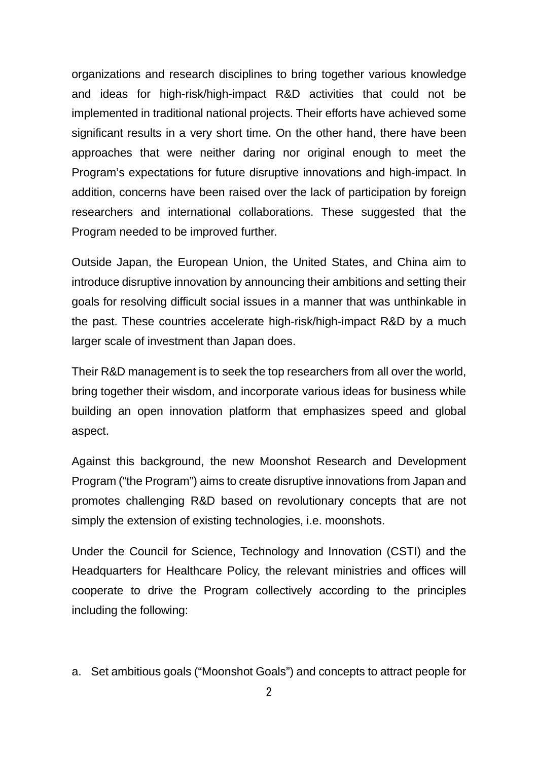organizations and research disciplines to bring together various knowledge and ideas for high-risk/high-impact R&D activities that could not be implemented in traditional national projects. Their efforts have achieved some significant results in a very short time. On the other hand, there have been approaches that were neither daring nor original enough to meet the Program's expectations for future disruptive innovations and high-impact. In addition, concerns have been raised over the lack of participation by foreign researchers and international collaborations. These suggested that the Program needed to be improved further.

Outside Japan, the European Union, the United States, and China aim to introduce disruptive innovation by announcing their ambitions and setting their goals for resolving difficult social issues in a manner that was unthinkable in the past. These countries accelerate high-risk/high-impact R&D by a much larger scale of investment than Japan does.

Their R&D management is to seek the top researchers from all over the world, bring together their wisdom, and incorporate various ideas for business while building an open innovation platform that emphasizes speed and global aspect.

Against this background, the new Moonshot Research and Development Program ("the Program") aims to create disruptive innovations from Japan and promotes challenging R&D based on revolutionary concepts that are not simply the extension of existing technologies, i.e. moonshots.

Under the Council for Science, Technology and Innovation (CSTI) and the Headquarters for Healthcare Policy, the relevant ministries and offices will cooperate to drive the Program collectively according to the principles including the following:

a. Set ambitious goals ("Moonshot Goals") and concepts to attract people for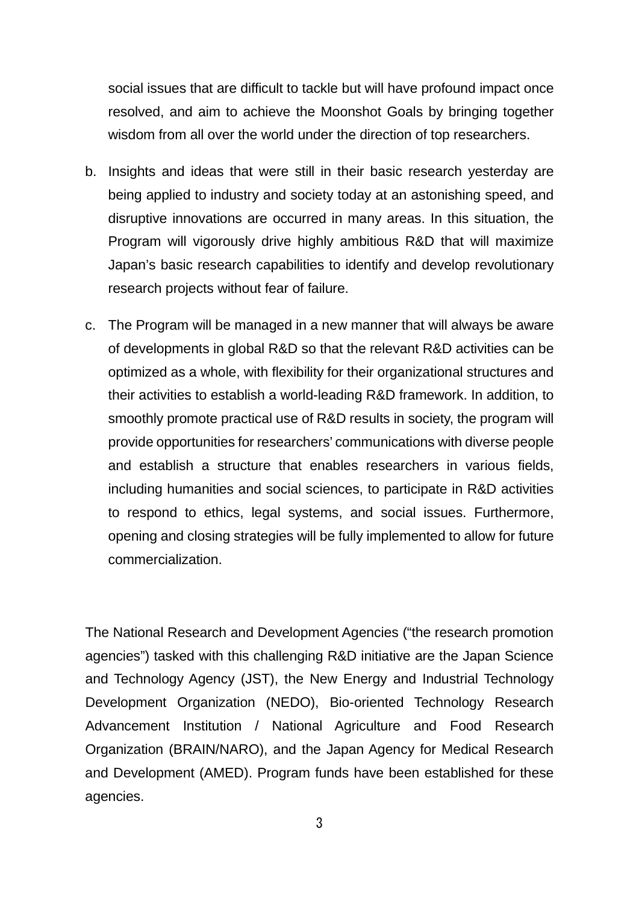social issues that are difficult to tackle but will have profound impact once resolved, and aim to achieve the Moonshot Goals by bringing together wisdom from all over the world under the direction of top researchers.

b. Insights and ideas that were still in their basic research yesterday are being applied to industry and society today at an astonishing speed, and disruptive innovations are occurred in many areas. In this situation, the Program will vigorously drive highly ambitious R&D that will maximize Japan's basic research capabilities to identify and develop revolutionary research projects without fear of failure.

c. The Program will be managed in a new manner that will always be aware of developments in global R&D so that the relevant R&D activities can be optimized as a whole, with flexibility for their organizational structures and their activities to establish a world-leading R&D framework. In addition, to smoothly promote practical use of R&D results in society, the program will provide opportunities for researchers' communications with diverse people and establish a structure that enables researchers in various fields, including humanities and social sciences, to participate in R&D activities to respond to ethics, legal systems, and social issues. Furthermore, opening and closing strategies will be fully implemented to allow for future commercialization.

The National Research and Development Agencies ("the research promotion agencies") tasked with this challenging R&D initiative are the Japan Science and Technology Agency (JST), the New Energy and Industrial Technology Development Organization (NEDO), Bio-oriented Technology Research Advancement Institution / National Agriculture and Food Research Organization (BRAIN/NARO), and the Japan Agency for Medical Research and Development (AMED). Program funds have been established for these agencies.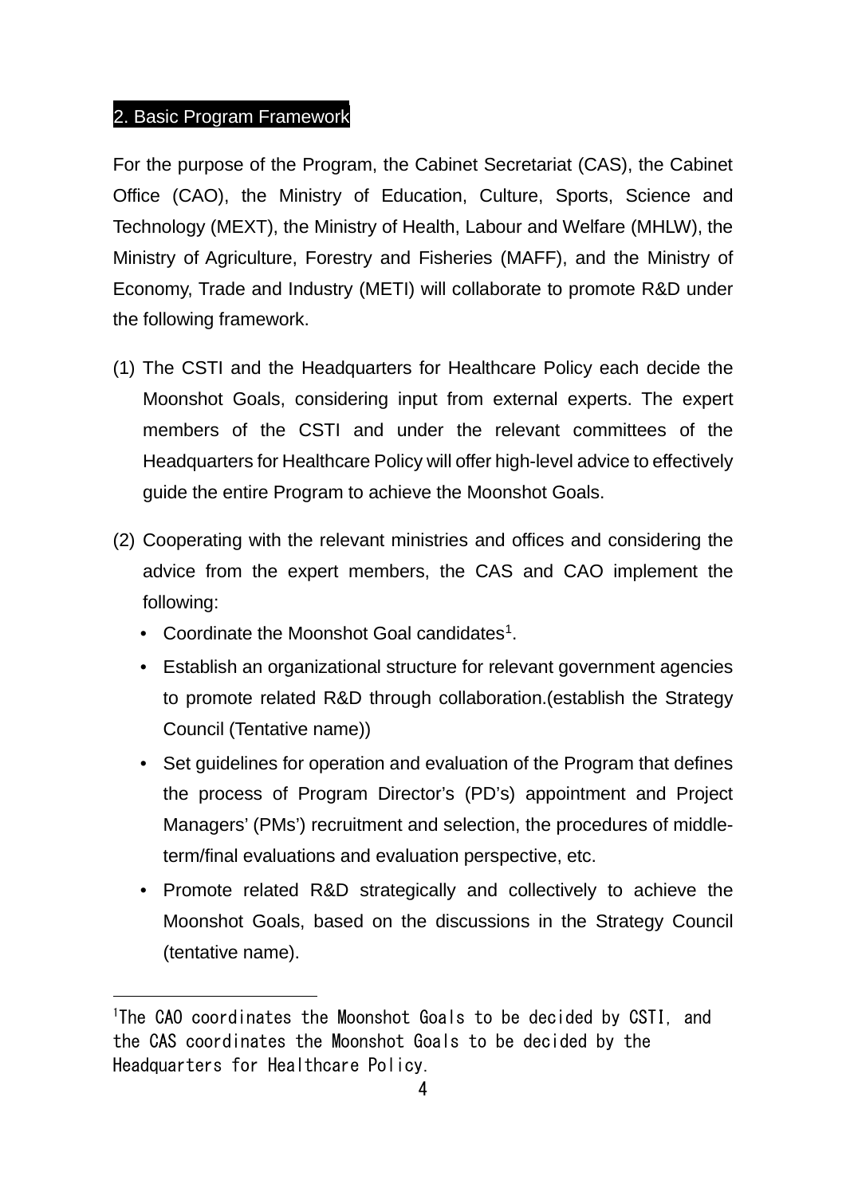## 2. Basic Program Framework

For the purpose of the Program, the Cabinet Secretariat (CAS), the Cabinet Office (CAO), the Ministry of Education, Culture, Sports, Science and Technology (MEXT), the Ministry of Health, Labour and Welfare (MHLW), the Ministry of Agriculture, Forestry and Fisheries (MAFF), and the Ministry of Economy, Trade and Industry (METI) will collaborate to promote R&D under the following framework.

(1) The CSTI and the Headquarters for Healthcare Policy each decide the Moonshot Goals, considering input from external experts. The expert members of the CSTI and under the relevant committees of the Headquarters for Healthcare Policy will offer high-level advice to effectively guide the entire Program to achieve the Moonshot Goals.

(2) Cooperating with the relevant ministries and offices and considering the advice from the expert members, the CAS and CAO implement the following:

- Coordinate the Moonshot Goal candidates[1].
- Establish an organizational structure for relevant government agencies to promote related R&D through collaboration.(establish the Strategy Council (Tentative name))
- Set guidelines for operation and evaluation of the Program that defines the process of Program Director's (PD's) appointment and Project Managers' (PMs') recruitment and selection, the procedures of middle-term/final evaluations and evaluation perspective, etc.
- Promote related R&D strategically and collectively to achieve the Moonshot Goals, based on the discussions in the Strategy Council (tentative name).

---

[1] The CAO coordinates the Moonshot Goals to be decided by CSTI, and the CAS coordinates the Moonshot Goals to be decided by the Headquarters for Healthcare Policy.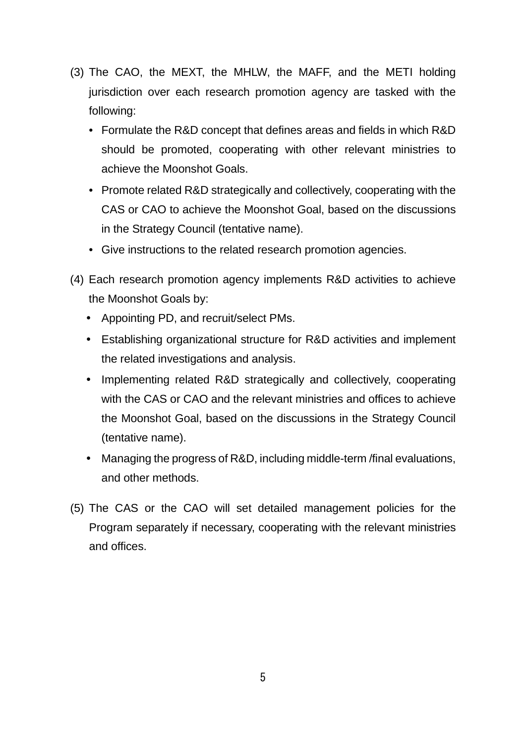(3) The CAO, the MEXT, the MHLW, the MAFF, and the METI holding jurisdiction over each research promotion agency are tasked with the following:

- Formulate the R&D concept that defines areas and fields in which R&D should be promoted, cooperating with other relevant ministries to achieve the Moonshot Goals.
- Promote related R&D strategically and collectively, cooperating with the CAS or CAO to achieve the Moonshot Goal, based on the discussions in the Strategy Council (tentative name).
- Give instructions to the related research promotion agencies.

(4) Each research promotion agency implements R&D activities to achieve the Moonshot Goals by:

- Appointing PD, and recruit/select PMs.
- Establishing organizational structure for R&D activities and implement the related investigations and analysis.
- Implementing related R&D strategically and collectively, cooperating with the CAS or CAO and the relevant ministries and offices to achieve the Moonshot Goal, based on the discussions in the Strategy Council (tentative name).
- Managing the progress of R&D, including middle-term /final evaluations, and other methods.

(5) The CAS or the CAO will set detailed management policies for the Program separately if necessary, cooperating with the relevant ministries and offices.